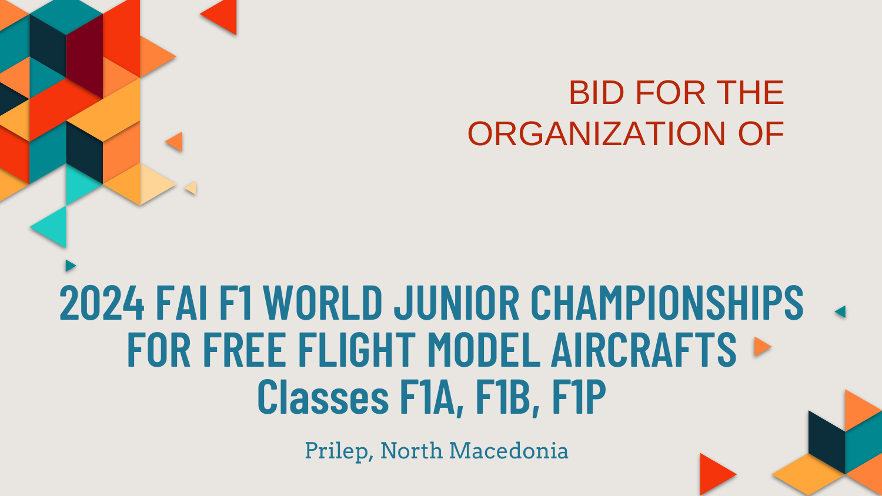BID FOR THE ORGANIZATION OF

# 2024 FAI F1 WORLD JUNIOR CHAMPIONSHIPS FOR FREE FLIGHT MODEL AIRCRAFTS Classes F1A, F1B, F1P

Prilep, North Macedonia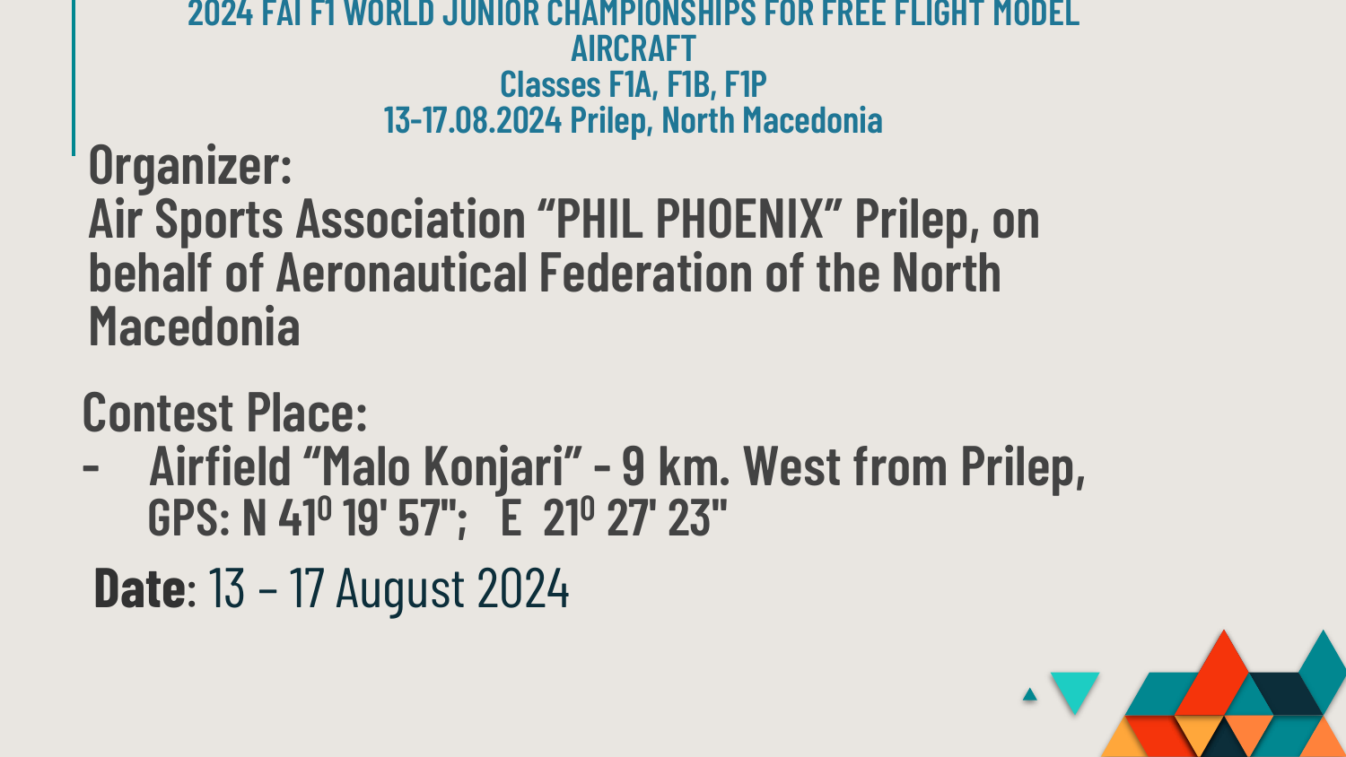## 2024 FAI F1 WORLD JUNIOR CHAMPIONSHIPS FOR FREE FLIGHT MODEL AIRCRAFT
## Classes F1A, F1B, F1P
## 13-17.08.2024 Prilep, North Macedonia

**Organizer:**
**Air Sports Association “PHIL PHOENIX” Prilep, on behalf of Aeronautical Federation of the North Macedonia**

**Contest Place:**

- **Airfield “Malo Konjari” - 9 km. West from Prilep, GPS: N $41^0$ 19' 57"; E $21^0$ 27' 23"**

**Date**: 13 – 17 August 2024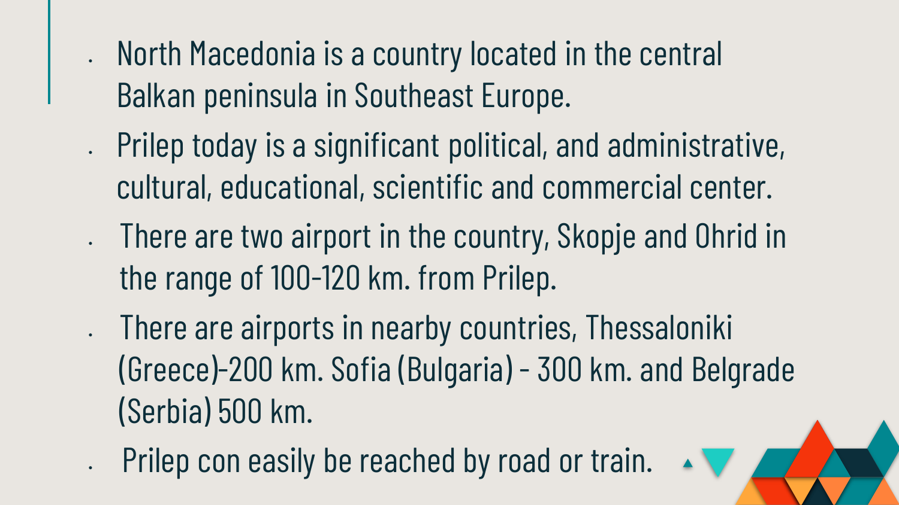- North Macedonia is a country located in the central Balkan peninsula in Southeast Europe.
- Prilep today is a significant political, and administrative, cultural, educational, scientific and commercial center.
- There are two airport in the country, Skopje and Ohrid in the range of 100-120 km. from Prilep.
- There are airports in nearby countries, Thessaloniki (Greece)-200 km. Sofia (Bulgaria) - 300 km. and Belgrade (Serbia) 500 km.
- Prilep con easily be reached by road or train.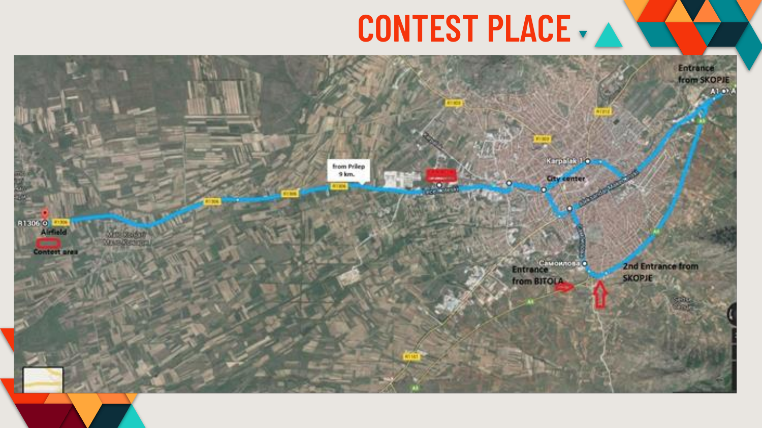# CONTEST PLACE

Entrance from SKOPJE

from Prilep 9 km.

Karpalak 1

City center

R1306

Airfield

Contest area

Самоилова

Entrance from BITOLA

2nd Entrance from SKOPJE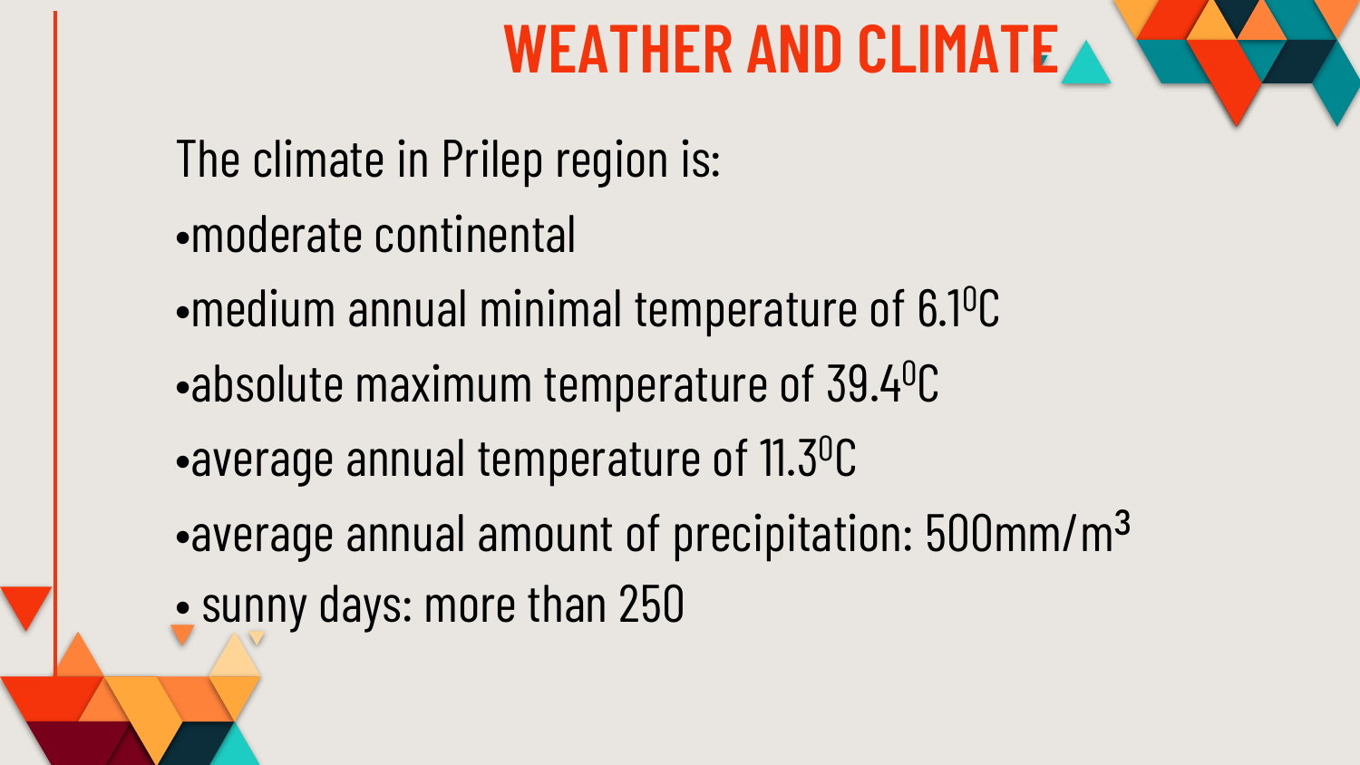# WEATHER AND CLIMATE

The climate in Prilep region is:

- moderate continental
- medium annual minimal temperature of $6.1^{0}$C
- absolute maximum temperature of $39.4^{0}$C
- average annual temperature of $11.3^{0}$C
- average annual amount of precipitation: 500mm/$m^{3}$
- sunny days: more than 250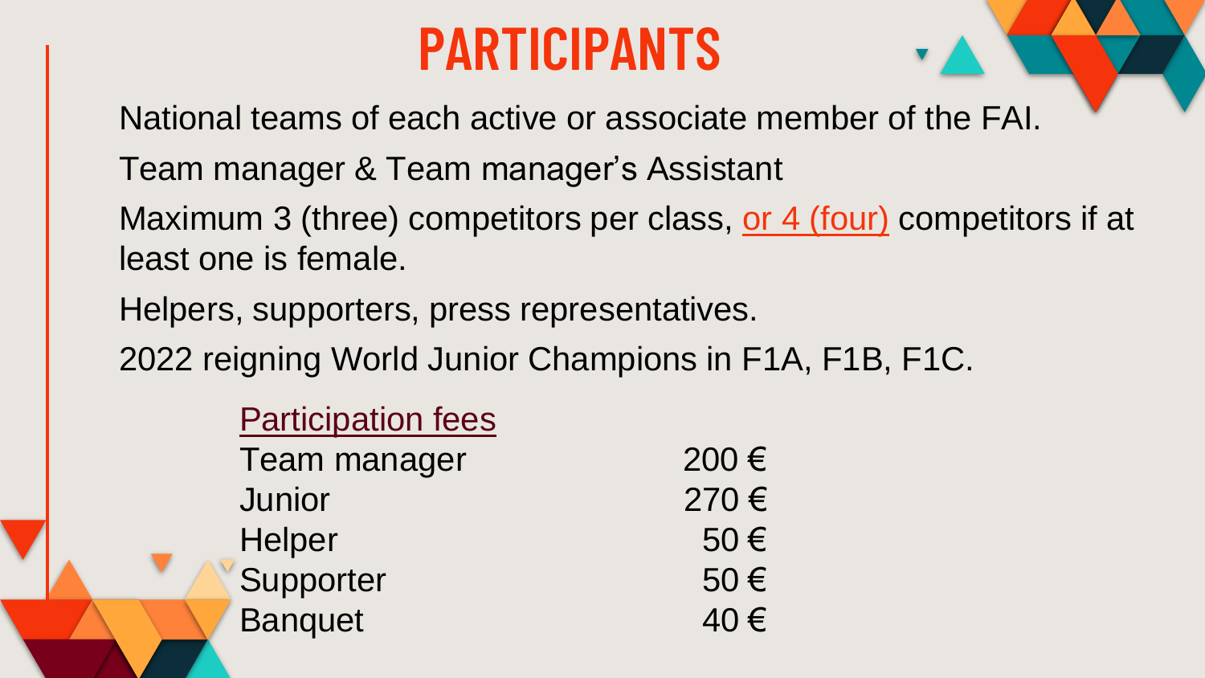# PARTICIPANTS

National teams of each active or associate member of the FAI.

Team manager & Team manager's Assistant

Maximum 3 (three) competitors per class, or 4 (four) competitors if at least one is female.

Helpers, supporters, press representatives.

2022 reigning World Junior Champions in F1A, F1B, F1C.

| Participation fees | |
|---|---|
| Team manager | 200 € |
| Junior | 270 € |
| Helper | 50 € |
| Supporter | 50 € |
| Banquet | 40 € |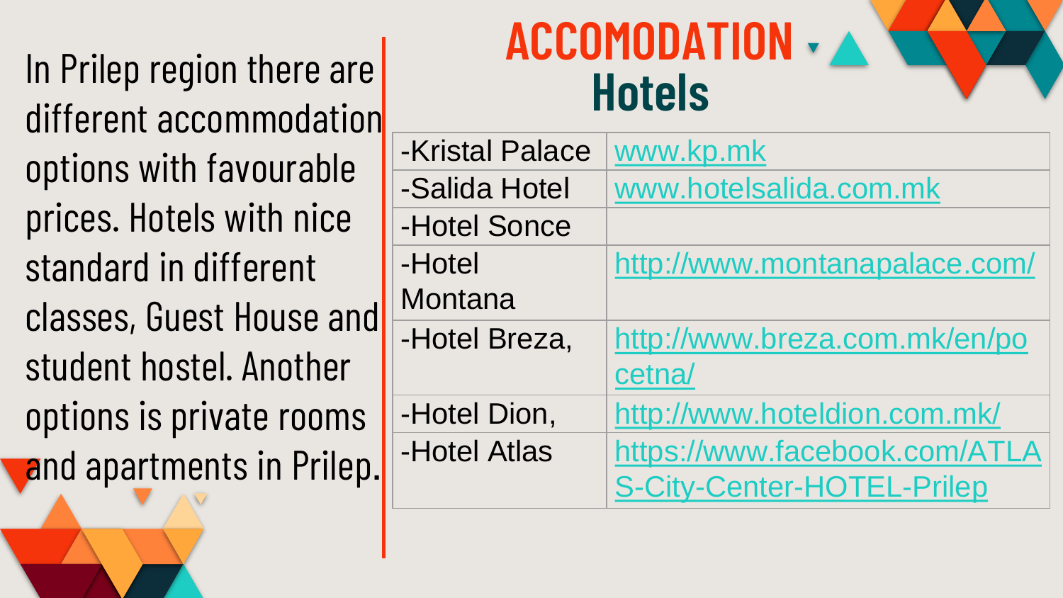# ACCOMODATION

## Hotels

In Prilep region there are different accommodation options with favourable prices. Hotels with nice standard in different classes, Guest House and student hostel. Another options is private rooms and apartments in Prilep.

| | |
|---|---|
| -Kristal Palace | www.kp.mk |
| -Salida Hotel | www.hotelsalida.com.mk |
| -Hotel Sonce | |
| -Hotel Montana | http://www.montanapalace.com/ |
| -Hotel Breza, | http://www.breza.com.mk/en/pocetna/ |
| -Hotel Dion, | http://www.hoteldion.com.mk/ |
| -Hotel Atlas | https://www.facebook.com/ATLAS-City-Center-HOTEL-Prilep |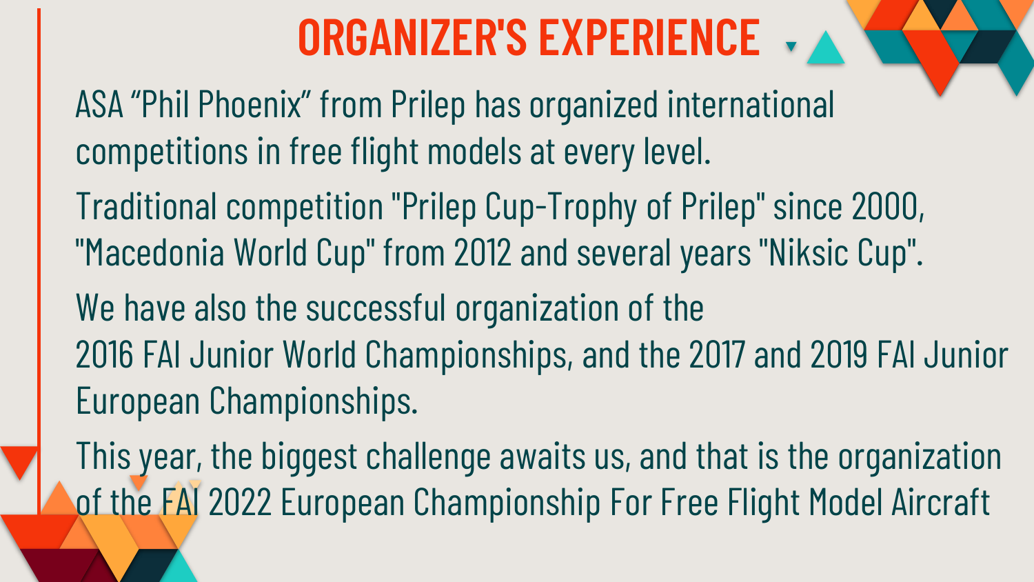# ORGANIZER'S EXPERIENCE

ASA “Phil Phoenix” from Prilep has organized international competitions in free flight models at every level.

Traditional competition "Prilep Cup-Trophy of Prilep" since 2000, "Macedonia World Cup" from 2012 and several years "Niksic Cup".

We have also the successful organization of the 2016 FAI Junior World Championships, and the 2017 and 2019 FAI Junior European Championships.

This year, the biggest challenge awaits us, and that is the organization of the FAI 2022 European Championship For Free Flight Model Aircraft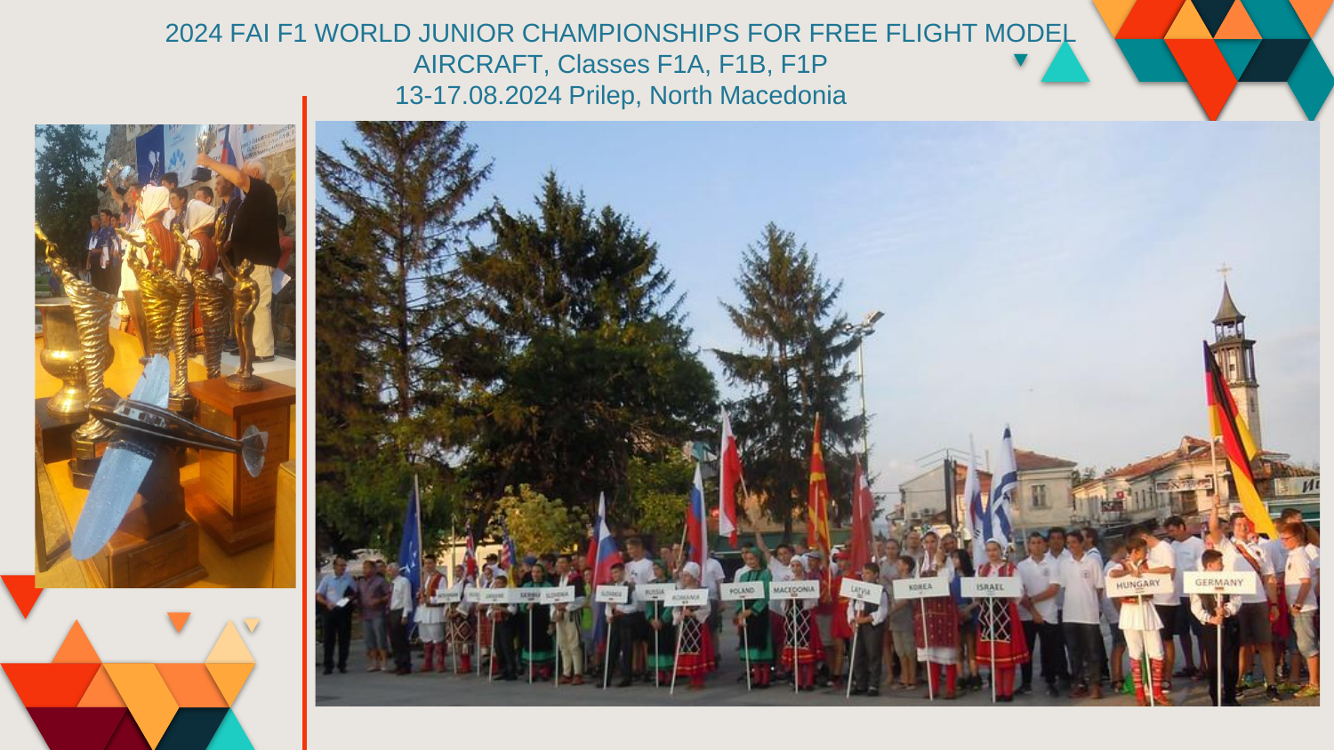# 2024 FAI F1 WORLD JUNIOR CHAMPIONSHIPS FOR FREE FLIGHT MODEL AIRCRAFT, Classes F1A, F1B, F1P

13-17.08.2024 Prilep, North Macedonia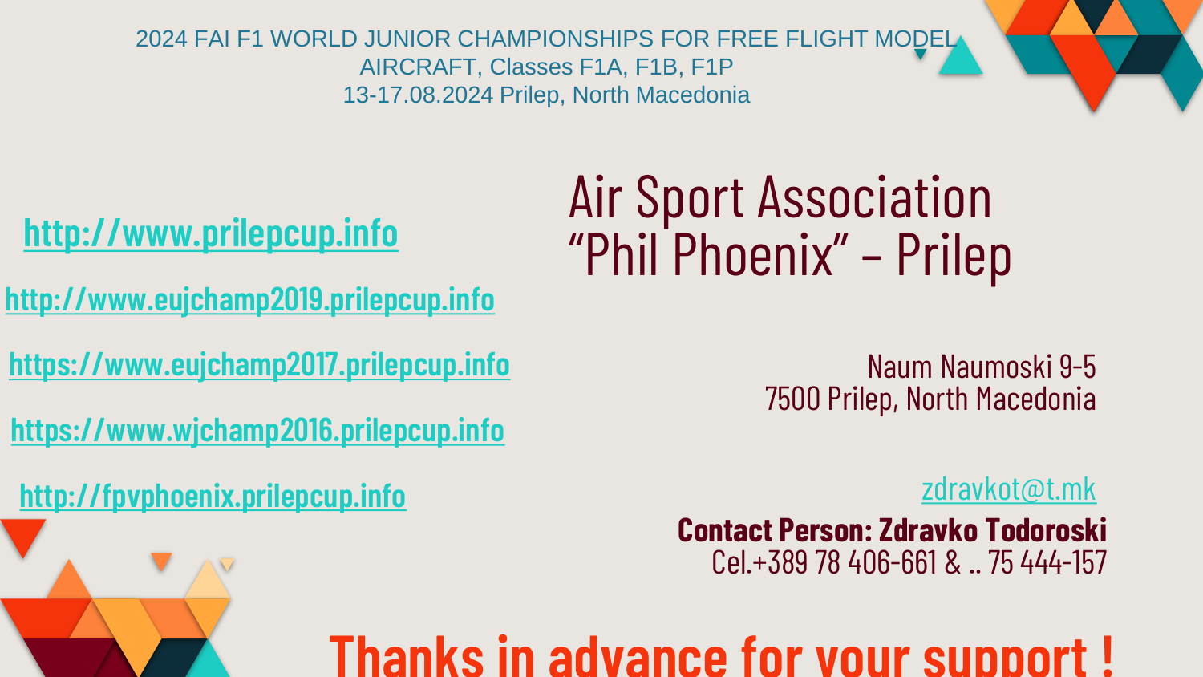2024 FAI F1 WORLD JUNIOR CHAMPIONSHIPS FOR FREE FLIGHT MODEL AIRCRAFT, Classes F1A, F1B, F1P
13-17.08.2024 Prilep, North Macedonia

http://www.prilepcup.info

http://www.eujchamp2019.prilepcup.info

https://www.eujchamp2017.prilepcup.info

https://www.wjchamp2016.prilepcup.info

http://fpvphoenix.prilepcup.info

# Air Sport Association “Phil Phoenix” – Prilep

Naum Naumoski 9-5
7500 Prilep, North Macedonia

zdravkot@t.mk

**Contact Person: Zdravko Todoroski**
Cel.+389 78 406-661 & .. 75 444-157

## Thanks in advance for your support !